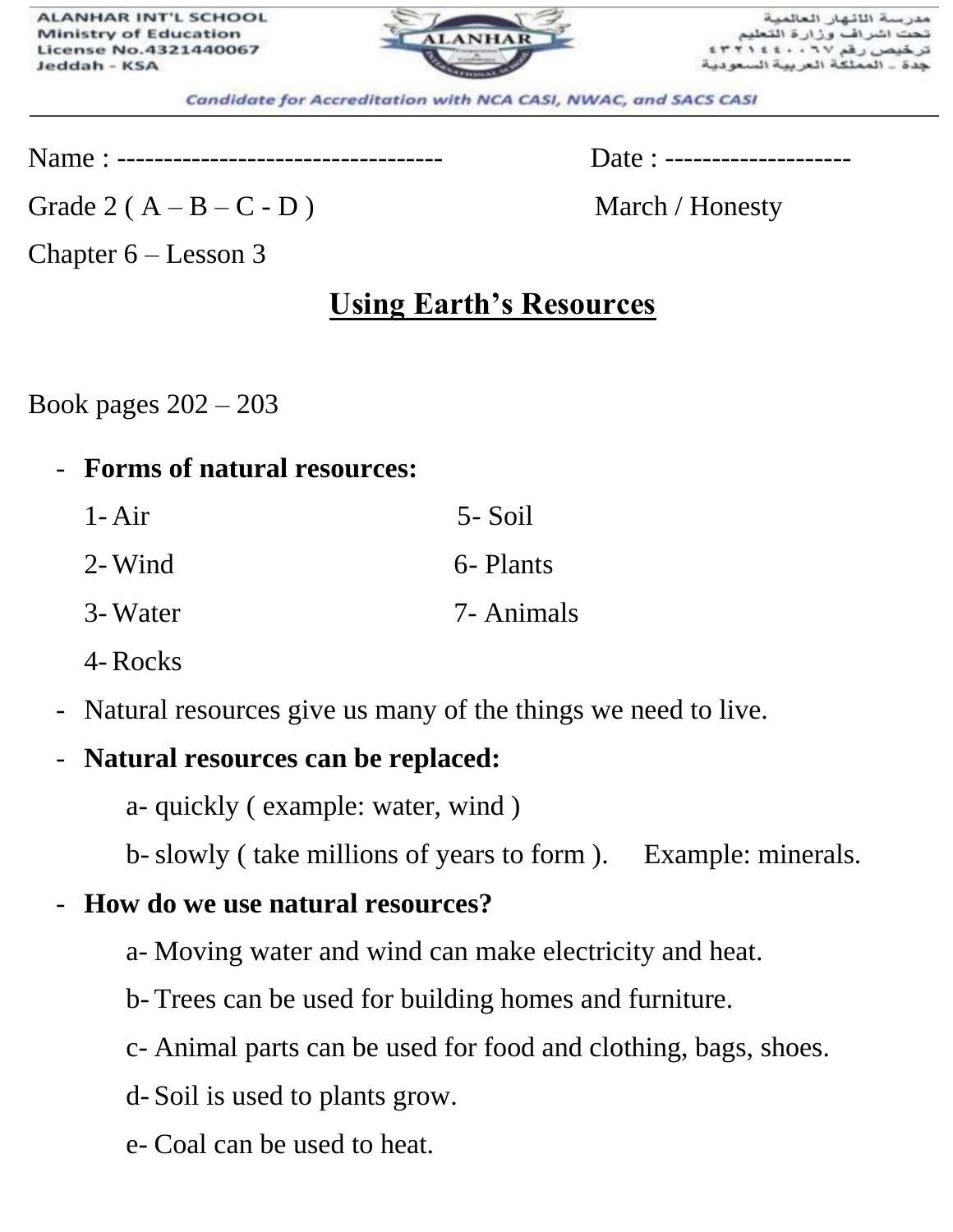ALANHAR INT'L SCHOOL
Ministry of Education
License No.4321440067
Jeddah - KSA

مدرسة الأنهار العالمية
تحت اشراف وزارة التعليم
ترخيص رقم ٤٣٢١٤٤٠٠٦٧
جدة - المملكة العربية السعودية

*Candidate for Accreditation with NCA CASI, NWAC, and SACS CASI*

Name : ----------------------------------- Date : --------------------

Grade 2 ( A – B – C - D ) March / Honesty

Chapter 6 – Lesson 3

# Using Earth's Resources

Book pages 202 – 203

- **Forms of natural resources:**
  1- Air
  2- Wind
  3- Water
  4- Rocks
  5- Soil
  6- Plants
  7- Animals
- Natural resources give us many of the things we need to live.
- **Natural resources can be replaced:**
  a- quickly ( example: water, wind )
  b- slowly ( take millions of years to form ). Example: minerals.
- **How do we use natural resources?**
  a- Moving water and wind can make electricity and heat.
  b- Trees can be used for building homes and furniture.
  c- Animal parts can be used for food and clothing, bags, shoes.
  d- Soil is used to plants grow.
  e- Coal can be used to heat.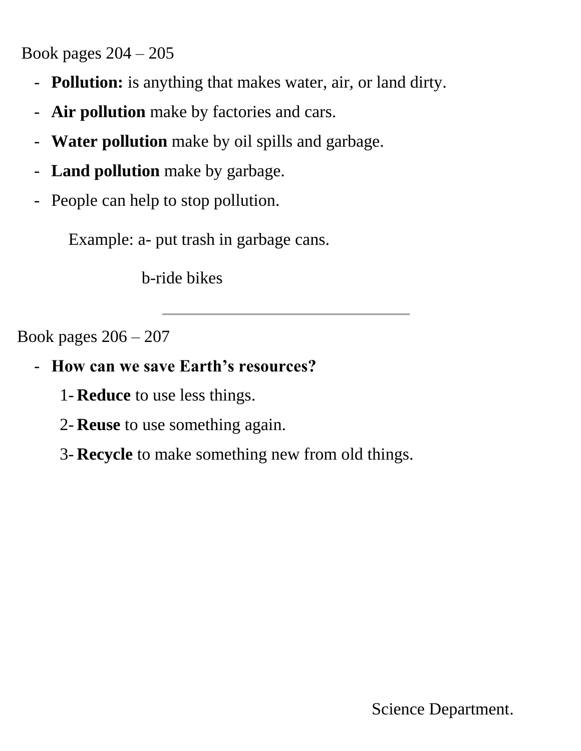Book pages 204 – 205

- **Pollution:** is anything that makes water, air, or land dirty.
- **Air pollution** make by factories and cars.
- **Water pollution** make by oil spills and garbage.
- **Land pollution** make by garbage.
- People can help to stop pollution.

Example: a- put trash in garbage cans.

b-ride bikes

---

Book pages 206 – 207

- **How can we save Earth's resources?**

1- **Reduce** to use less things.

2- **Reuse** to use something again.

3- **Recycle** to make something new from old things.

Science Department.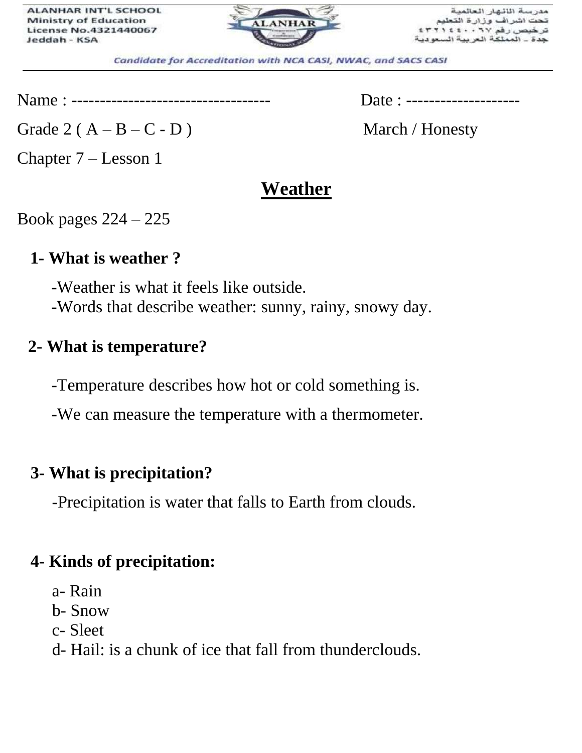ALANHAR INT'L SCHOOL
Ministry of Education
License No.4321440067
Jeddah - KSA

مدرسة الانهار العالمية
تحت اشراف وزارة التعليم
ترخيص رقم ٤٣٢١٤٤٠٠٦٧
جدة ـ المملكة العربية السعودية

*Candidate for Accreditation with NCA CASI, NWAC, and SACS CASI*

Name : -----------------------------------    Date : --------------------

Grade 2 ( A – B – C - D )    March / Honesty

Chapter 7 – Lesson 1

# Weather

Book pages 224 – 225

**1- What is weather ?**

-Weather is what it feels like outside.
-Words that describe weather: sunny, rainy, snowy day.

**2- What is temperature?**

-Temperature describes how hot or cold something is.

-We can measure the temperature with a thermometer.

**3- What is precipitation?**

-Precipitation is water that falls to Earth from clouds.

**4- Kinds of precipitation:**

a- Rain
b- Snow
c- Sleet
d- Hail: is a chunk of ice that fall from thunderclouds.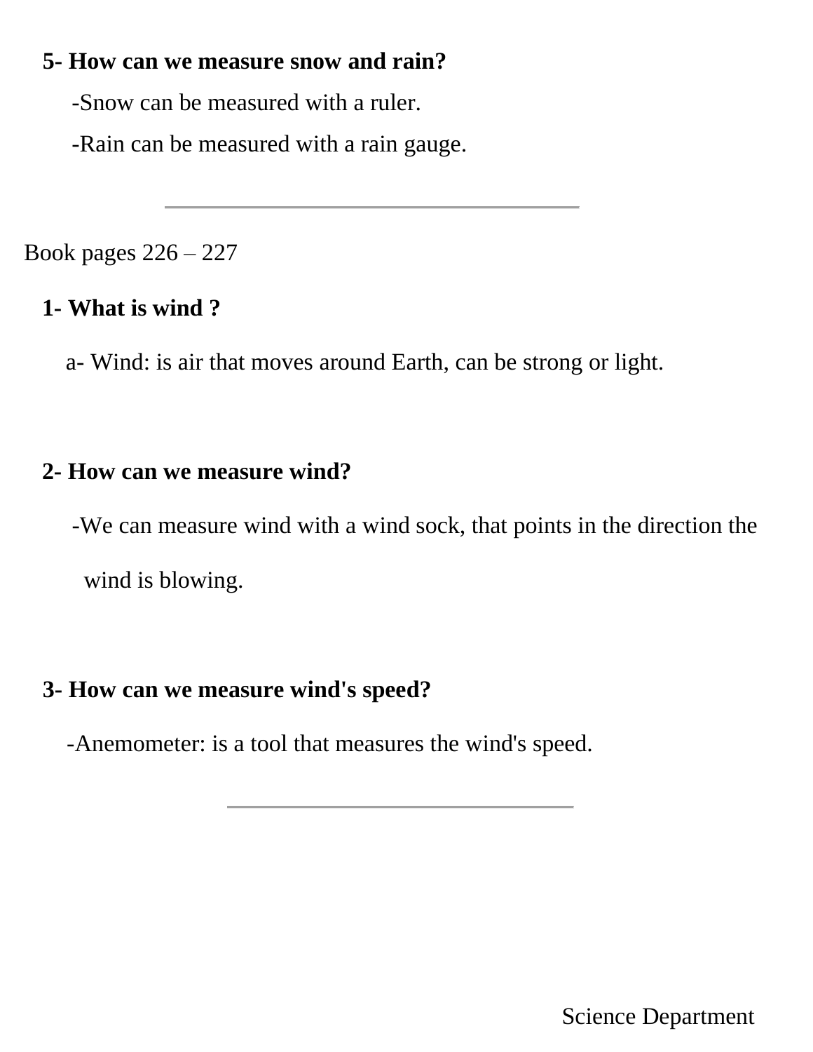**5- How can we measure snow and rain?**

-Snow can be measured with a ruler.

-Rain can be measured with a rain gauge.

---

Book pages 226 – 227

**1- What is wind ?**

a- Wind: is air that moves around Earth, can be strong or light.

**2- How can we measure wind?**

-We can measure wind with a wind sock, that points in the direction the wind is blowing.

**3- How can we measure wind's speed?**

-Anemometer: is a tool that measures the wind's speed.

---

Science Department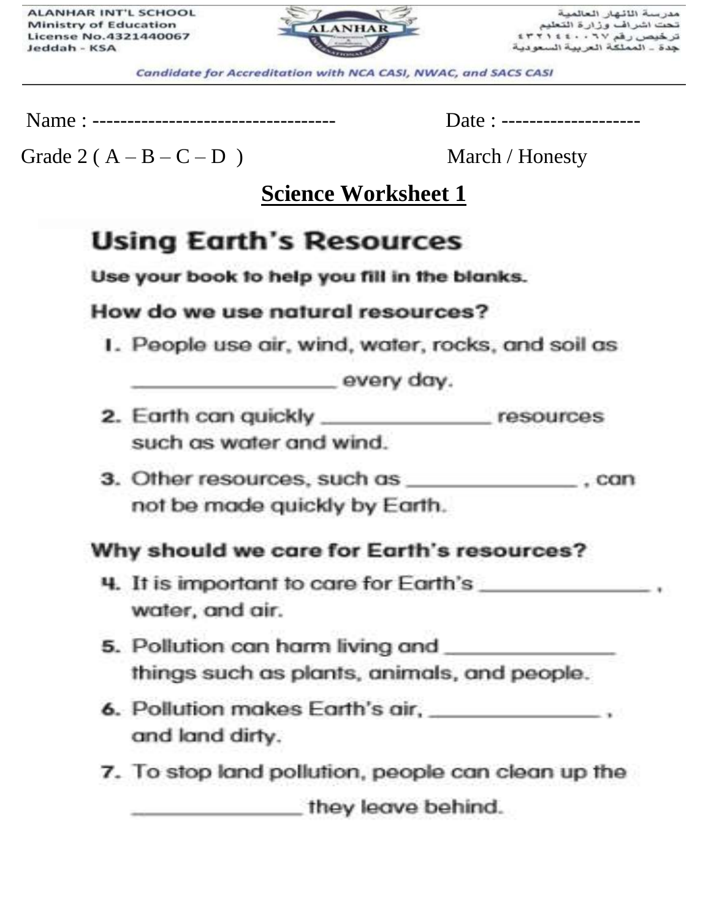ALANHAR INT'L SCHOOL
Ministry of Education
License No.4321440067
Jeddah - KSA

مدرسة الانهار العالمية
تحت اشراف وزارة التعليم
ترخيص رقم ٤٣٢١٤٤٠٠٦٧
جدة ـ المملكة العربية السعودية

*Candidate for Accreditation with NCA CASI, NWAC, and SACS CASI*

Name : -----------------------------------  Date : --------------------

Grade 2 ( A – B – C – D )  March / Honesty

## Science Worksheet 1

# Using Earth's Resources

**Use your book to help you fill in the blanks.**

### How do we use natural resources?

1. People use air, wind, water, rocks, and soil as ____________________ every day.
2. Earth can quickly ________________ resources such as water and wind.
3. Other resources, such as ________________ , can not be made quickly by Earth.

### Why should we care for Earth's resources?

4. It is important to care for Earth's ________________ , water, and air.
5. Pollution can harm living and ________________ things such as plants, animals, and people.
6. Pollution makes Earth's air, ________________ , and land dirty.
7. To stop land pollution, people can clean up the ________________ they leave behind.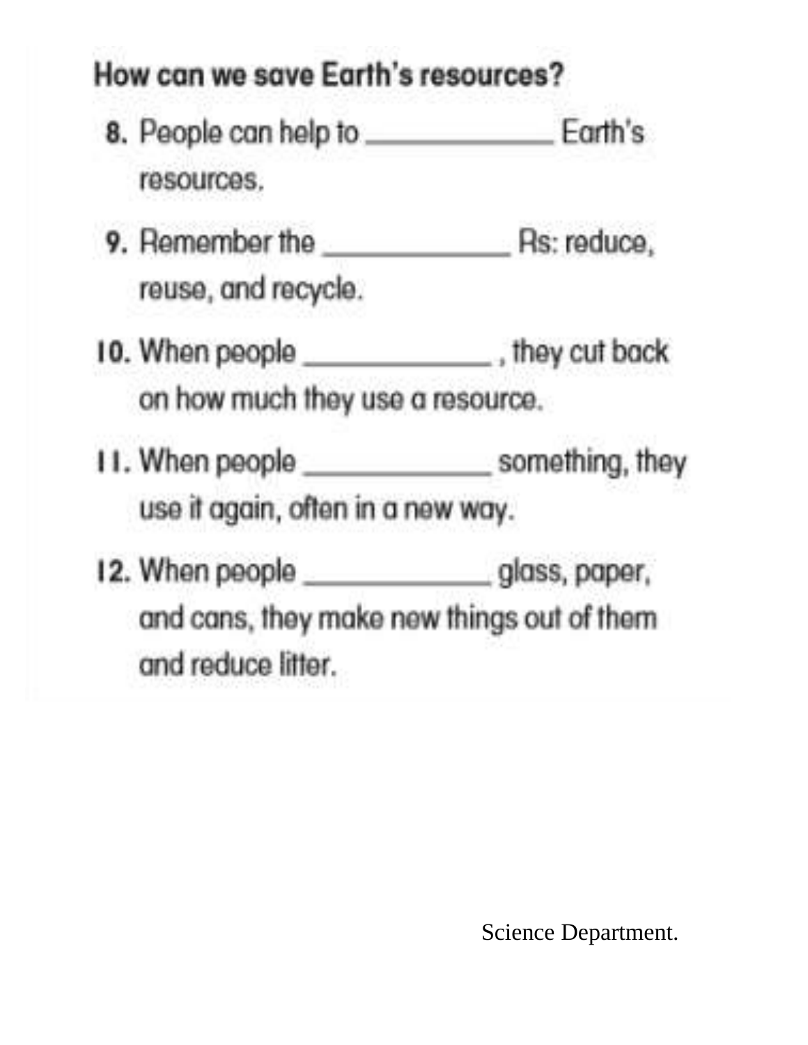## How can we save Earth's resources?

8. People can help to _____________ Earth's resources.

9. Remember the _____________ Rs: reduce, reuse, and recycle.

10. When people _____________ , they cut back on how much they use a resource.

11. When people _____________ something, they use it again, often in a new way.

12. When people _____________ glass, paper, and cans, they make new things out of them and reduce litter.

Science Department.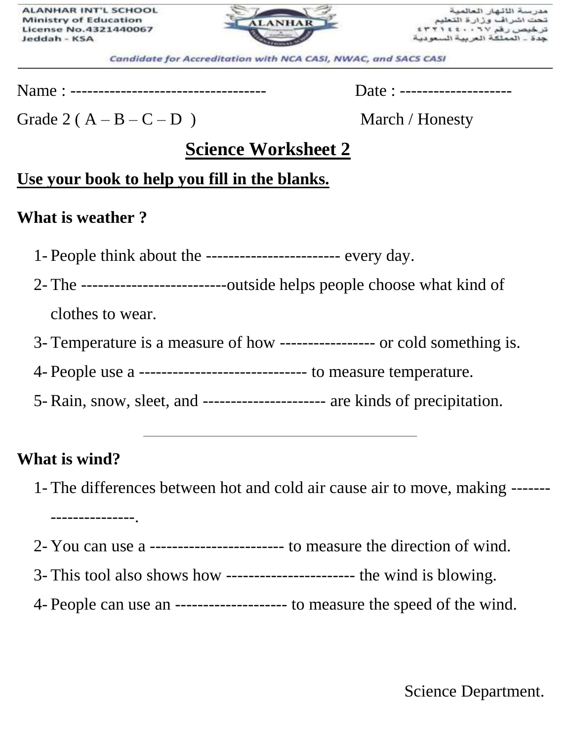ALANHAR INT'L SCHOOL
Ministry of Education
License No.4321440067
Jeddah - KSA

مدرسة الانهار العالمية
تحت اشراف وزارة التعليم
ترخيص رقم ٤٣٢١٤٤٠٠٦٧
جدة - المملكة العربية السعودية

*Candidate for Accreditation with NCA CASI, NWAC, and SACS CASI*

Name : ----------------------------------- Date : --------------------

Grade 2 ( A – B – C – D ) March / Honesty

# Science Worksheet 2

**Use your book to help you fill in the blanks.**

**What is weather ?**

1- People think about the ------------------------ every day.
2- The -------------------------outside helps people choose what kind of clothes to wear.
3- Temperature is a measure of how ----------------- or cold something is.
4- People use a ------------------------------ to measure temperature.
5- Rain, snow, sleet, and ---------------------- are kinds of precipitation.

---

**What is wind?**

1- The differences between hot and cold air cause air to move, making ----------------------.
2- You can use a ------------------------ to measure the direction of wind.
3- This tool also shows how ----------------------- the wind is blowing.
4- People can use an -------------------- to measure the speed of the wind.

Science Department.